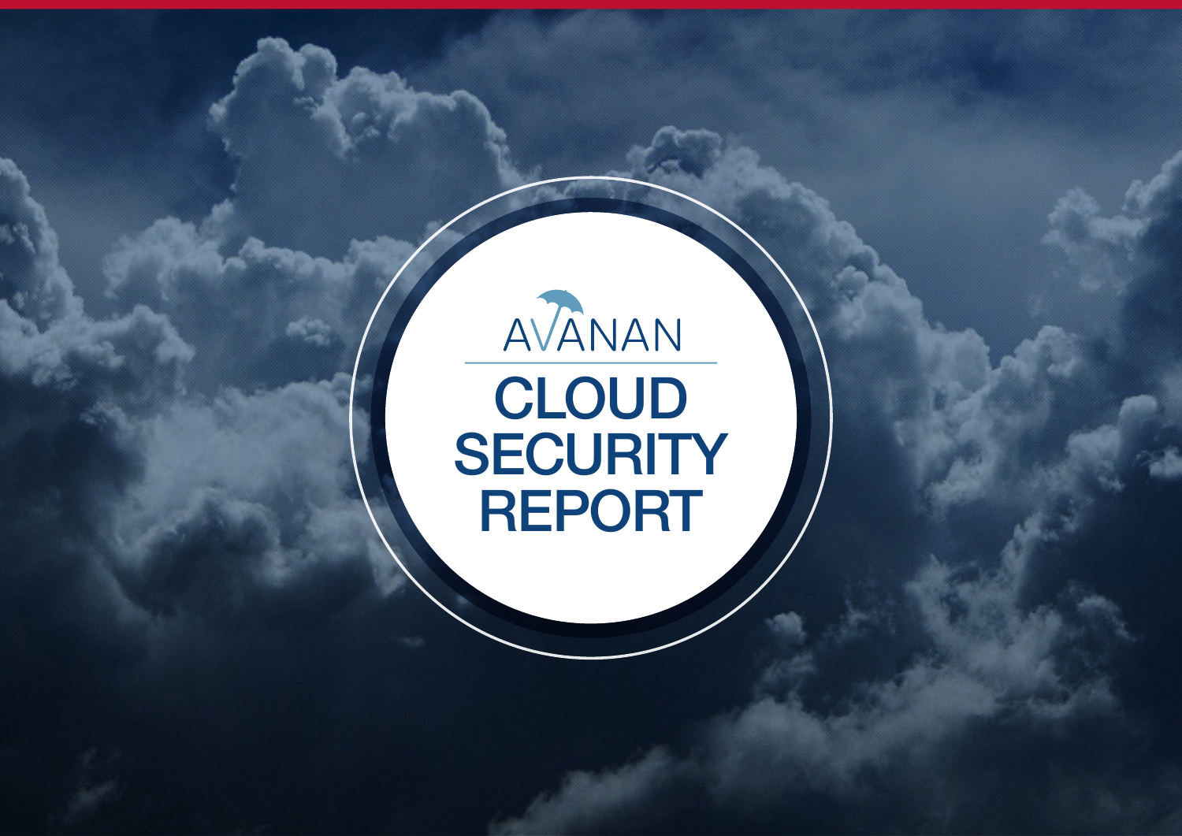AVANAN

# CLOUD SECURITY REPORT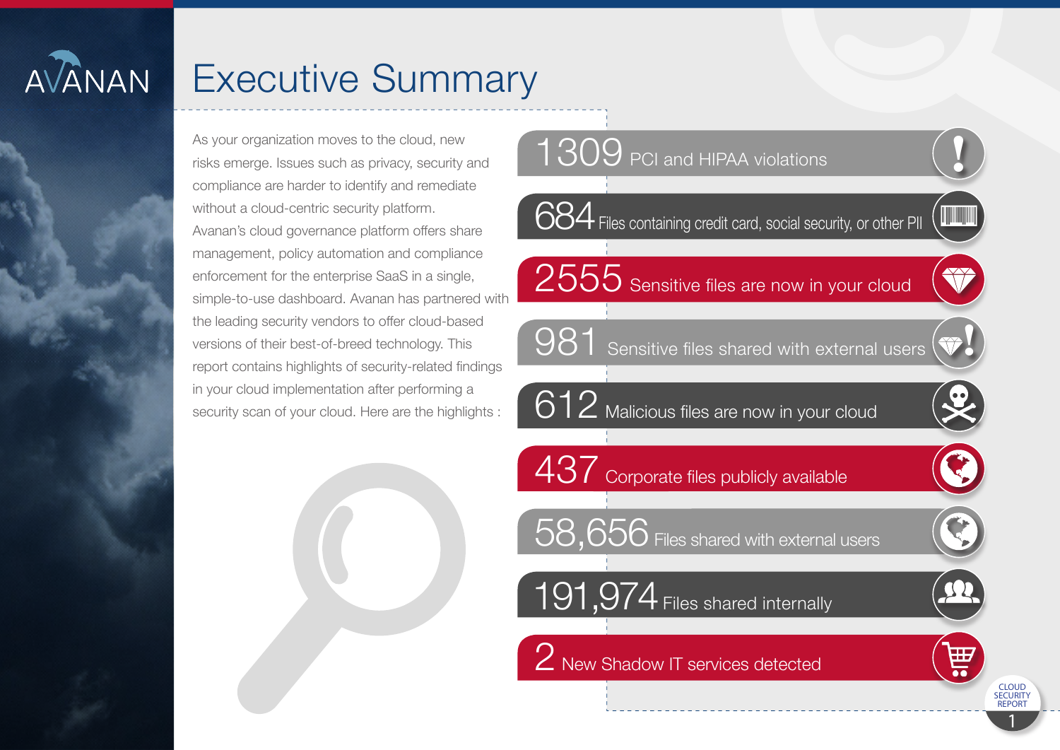# Executive Summary

As your organization moves to the cloud, new risks emerge. Issues such as privacy, security and compliance are harder to identify and remediate without a cloud-centric security platform. Avanan's cloud governance platform offers share management, policy automation and compliance enforcement for the enterprise SaaS in a single, simple-to-use dashboard. Avanan has partnered with the leading security vendors to offer cloud-based versions of their best-of-breed technology. This report contains highlights of security-related findings in your cloud implementation after performing a security scan of your cloud. Here are the highlights :

- **1309** PCI and HIPAA violations
- **684** Files containing credit card, social security, or other PII
- **2555** Sensitive files are now in your cloud
- **981** Sensitive files shared with external users
- **612** Malicious files are now in your cloud
- **437** Corporate files publicly available
- **58,656** Files shared with external users
- **191,974** Files shared internally
- **2** New Shadow IT services detected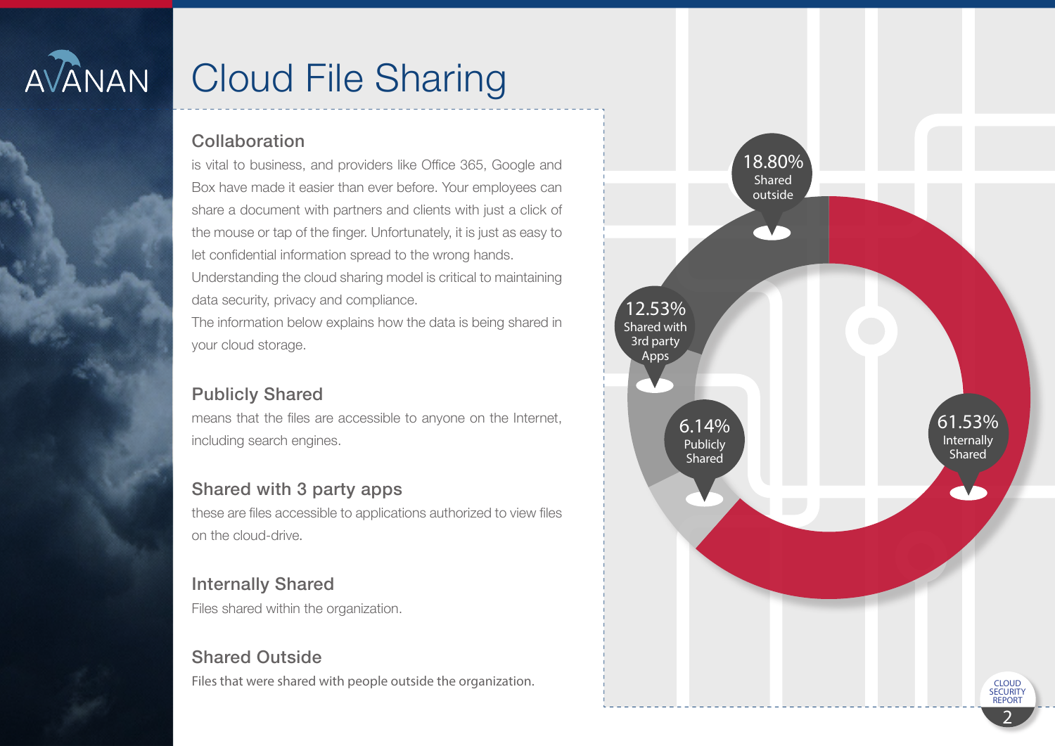# Cloud File Sharing

## Collaboration

is vital to business, and providers like Office 365, Google and Box have made it easier than ever before. Your employees can share a document with partners and clients with just a click of the mouse or tap of the finger. Unfortunately, it is just as easy to let confidential information spread to the wrong hands.
Understanding the cloud sharing model is critical to maintaining data security, privacy and compliance.
The information below explains how the data is being shared in your cloud storage.

## Publicly Shared

means that the files are accessible to anyone on the Internet, including search engines.

## Shared with 3 party apps

these are files accessible to applications authorized to view files on the cloud-drive.

## Internally Shared

Files shared within the organization.

## Shared Outside

Files that were shared with people outside the organization.

- 18.80% Shared outside
- 12.53% Shared with 3rd party Apps
- 6.14% Publicly Shared
- 61.53% Internally Shared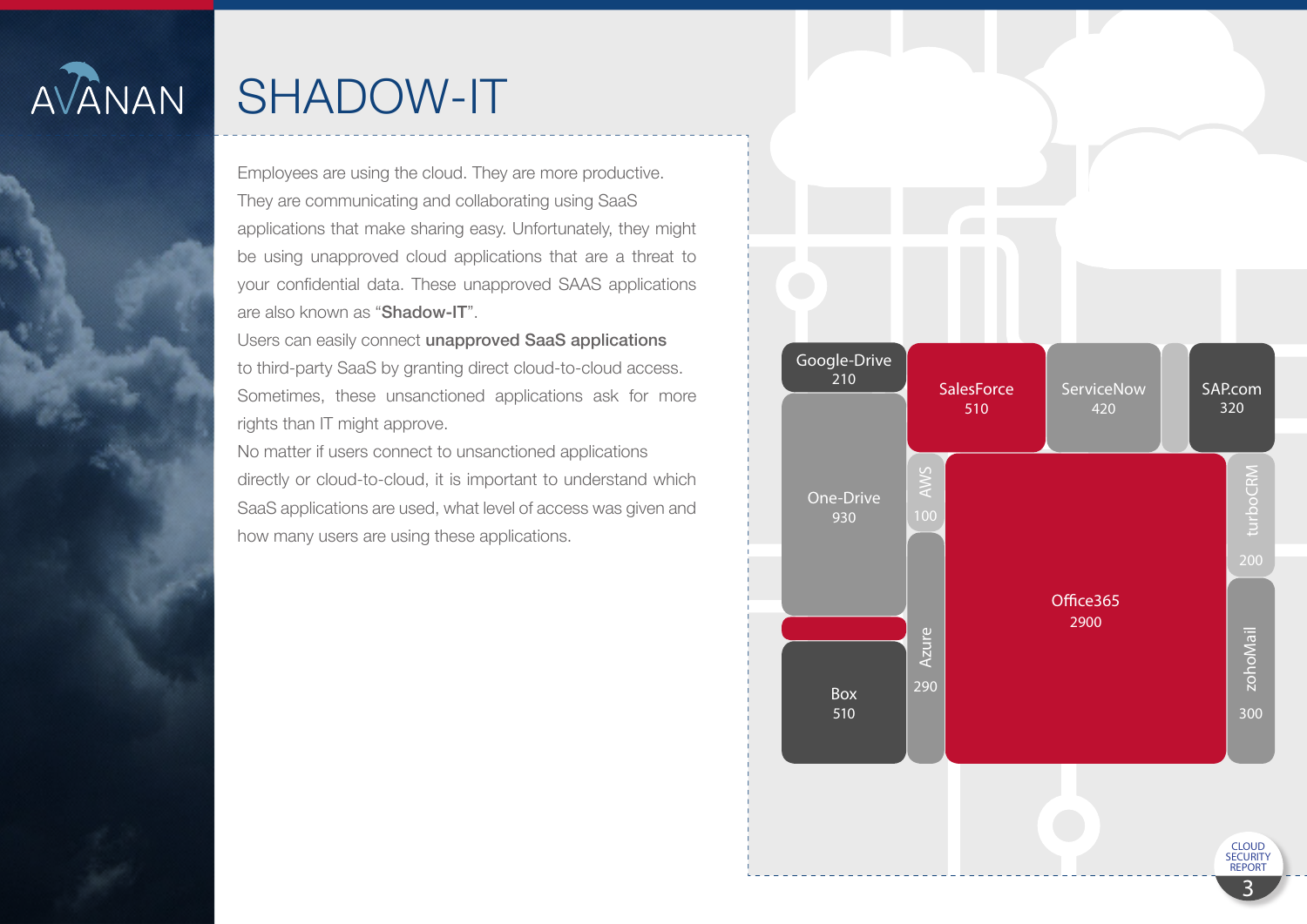# SHADOW-IT

Employees are using the cloud. They are more productive. They are communicating and collaborating using SaaS applications that make sharing easy. Unfortunately, they might be using unapproved cloud applications that are a threat to your confidential data. These unapproved SAAS applications are also known as "**Shadow-IT**".

Users can easily connect **unapproved SaaS applications** to third-party SaaS by granting direct cloud-to-cloud access. Sometimes, these unsanctioned applications ask for more rights than IT might approve.

No matter if users connect to unsanctioned applications directly or cloud-to-cloud, it is important to understand which SaaS applications are used, what level of access was given and how many users are using these applications.

| Application | Count |
| --- | --- |
| Google-Drive | 210 |
| SalesForce | 510 |
| ServiceNow | 420 |
| SAP.com | 320 |
| One-Drive | 930 |
| AWS | 100 |
| turboCRM | 200 |
| Office365 | 2900 |
| Azure | 290 |
| zohoMail | 300 |
| Box | 510 |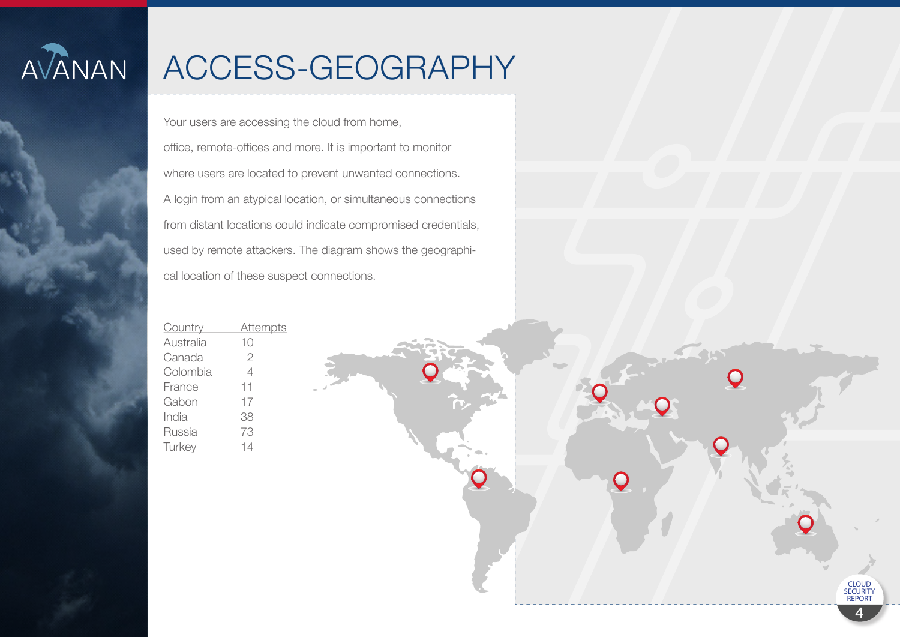# ACCESS-GEOGRAPHY

Your users are accessing the cloud from home, office, remote-offices and more. It is important to monitor where users are located to prevent unwanted connections. A login from an atypical location, or simultaneous connections from distant locations could indicate compromised credentials, used by remote attackers. The diagram shows the geographical location of these suspect connections.

| Country | Attempts |
| --- | --- |
| Australia | 10 |
| Canada | 2 |
| Colombia | 4 |
| France | 11 |
| Gabon | 17 |
| India | 38 |
| Russia | 73 |
| Turkey | 14 |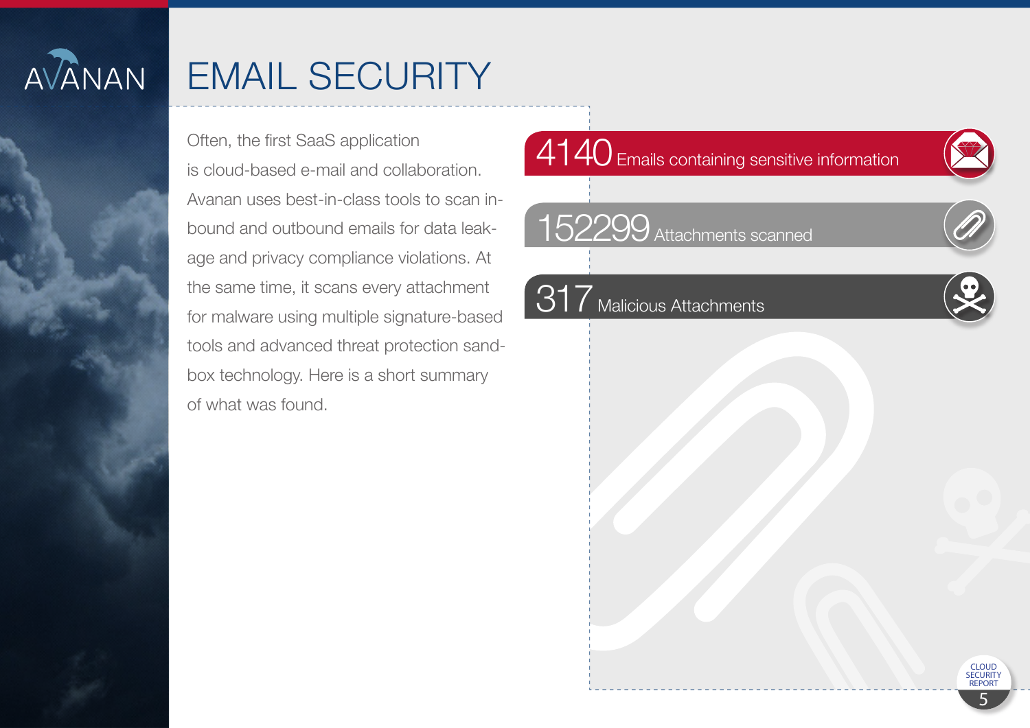# EMAIL SECURITY

Often, the first SaaS application is cloud-based e-mail and collaboration. Avanan uses best-in-class tools to scan in-bound and outbound emails for data leak-age and privacy compliance violations. At the same time, it scans every attachment for malware using multiple signature-based tools and advanced threat protection sand-box technology. Here is a short summary of what was found.

**4140** Emails containing sensitive information

**152299** Attachments scanned

**317** Malicious Attachments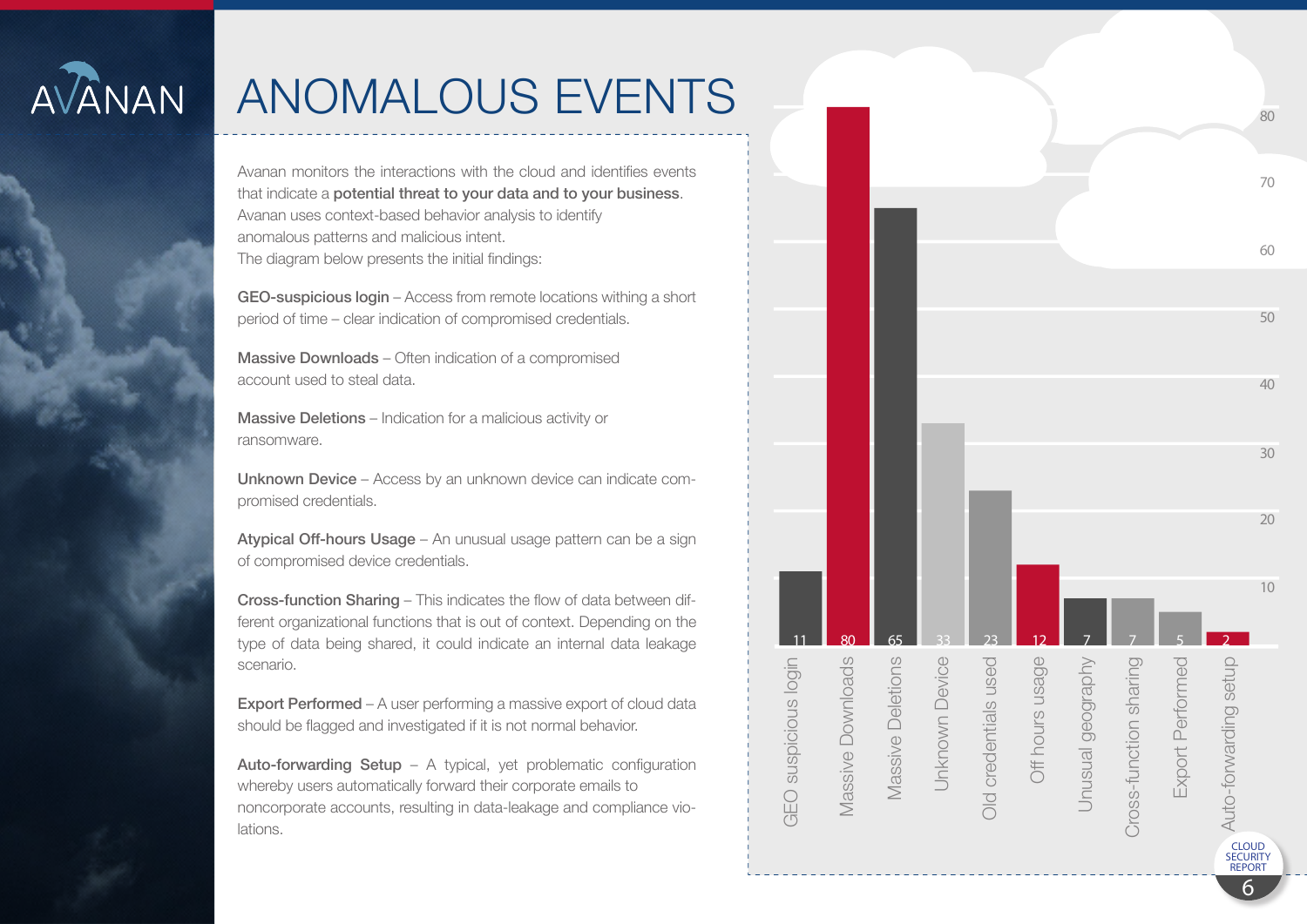# ANOMALOUS EVENTS

Avanan monitors the interactions with the cloud and identifies events that indicate a **potential threat to your data and to your business**. Avanan uses context-based behavior analysis to identify anomalous patterns and malicious intent.
The diagram below presents the initial findings:

**GEO-suspicious login** – Access from remote locations withing a short period of time – clear indication of compromised credentials.

**Massive Downloads** – Often indication of a compromised account used to steal data.

**Massive Deletions** – Indication for a malicious activity or ransomware.

**Unknown Device** – Access by an unknown device can indicate compromised credentials.

**Atypical Off-hours Usage** – An unusual usage pattern can be a sign of compromised device credentials.

**Cross-function Sharing** – This indicates the flow of data between different organizational functions that is out of context. Depending on the type of data being shared, it could indicate an internal data leakage scenario.

**Export Performed** – A user performing a massive export of cloud data should be flagged and investigated if it is not normal behavior.

**Auto-forwarding Setup** – A typical, yet problematic configuration whereby users automatically forward their corporate emails to noncorporate accounts, resulting in data-leakage and compliance violations.

| Event | Count |
|---|---|
| GEO suspicious login | 11 |
| Massive Downloads | 80 |
| Massive Deletions | 65 |
| Unknown Device | 33 |
| Old credentials used | 23 |
| Off hours usage | 12 |
| Unusual geography | 7 |
| Cross-function sharing | 7 |
| Export Performed | 5 |
| Auto-forwarding setup | 2 |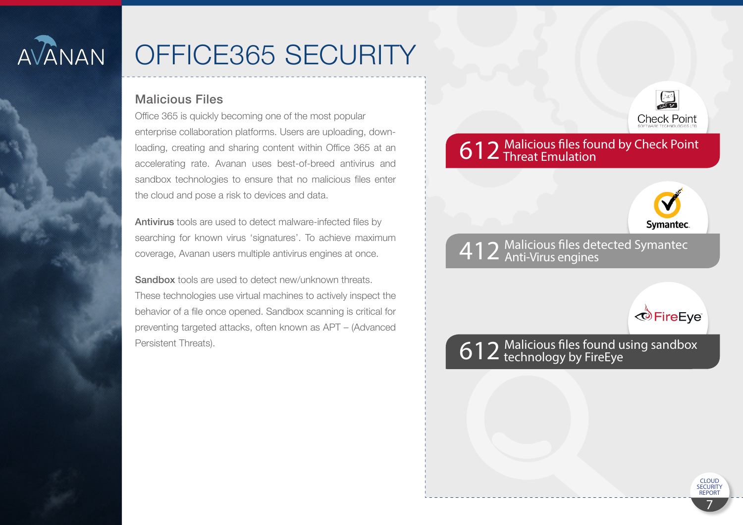# OFFICE365 SECURITY

## Malicious Files

Office 365 is quickly becoming one of the most popular enterprise collaboration platforms. Users are uploading, downloading, creating and sharing content within Office 365 at an accelerating rate. Avanan uses best-of-breed antivirus and sandbox technologies to ensure that no malicious files enter the cloud and pose a risk to devices and data.

**Antivirus** tools are used to detect malware-infected files by searching for known virus 'signatures'. To achieve maximum coverage, Avanan users multiple antivirus engines at once.

**Sandbox** tools are used to detect new/unknown threats. These technologies use virtual machines to actively inspect the behavior of a file once opened. Sandbox scanning is critical for preventing targeted attacks, often known as APT – (Advanced Persistent Threats).

Check Point
SOFTWARE TECHNOLOGIES LTD.

**612** Malicious files found by Check Point Threat Emulation

Symantec.

**412** Malicious files detected Symantec Anti-Virus engines

FireEye

**612** Malicious files found using sandbox technology by FireEye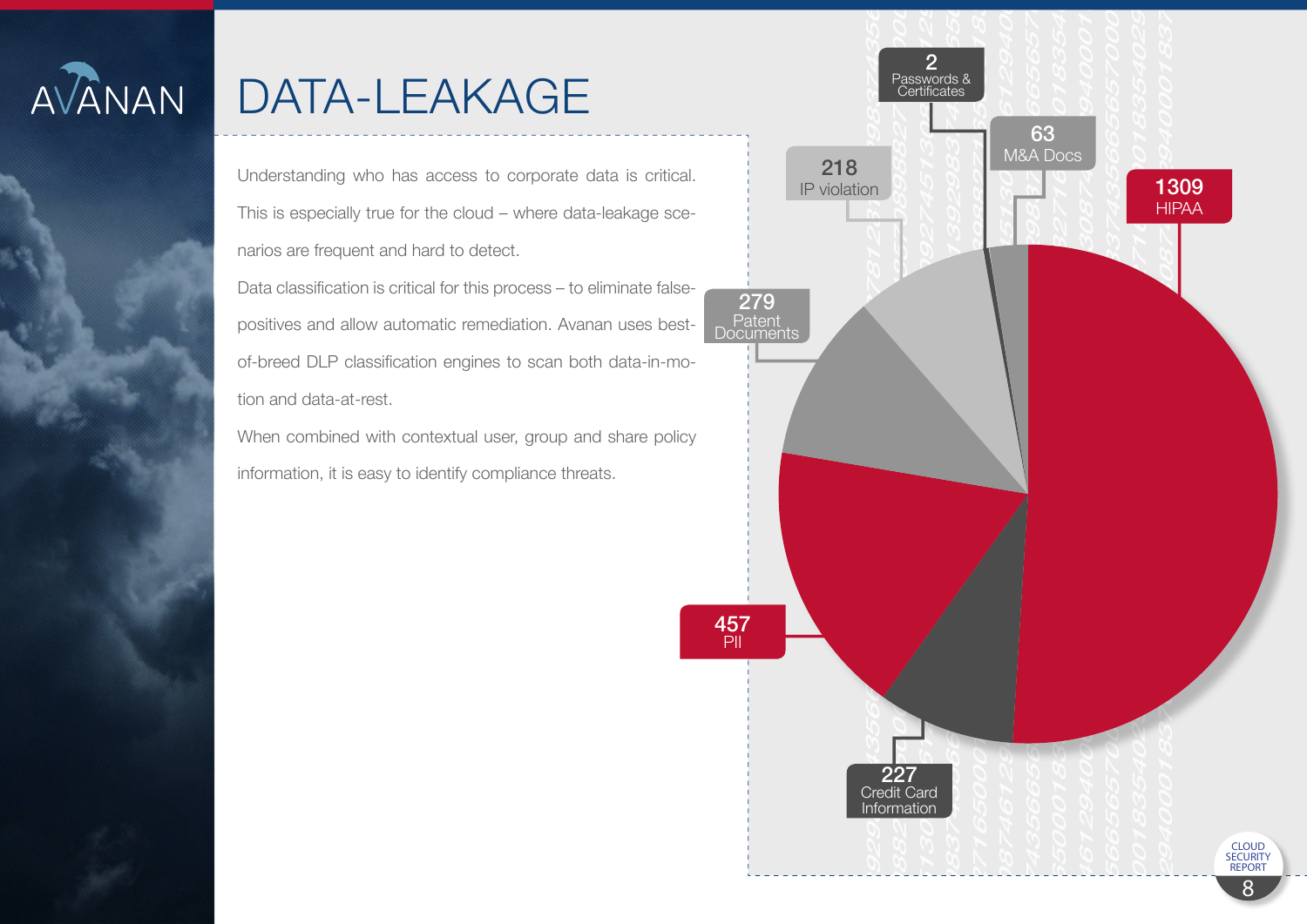# DATA-LEAKAGE

Understanding who has access to corporate data is critical. This is especially true for the cloud – where data-leakage scenarios are frequent and hard to detect.

Data classification is critical for this process – to eliminate false-positives and allow automatic remediation. Avanan uses best-of-breed DLP classification engines to scan both data-in-motion and data-at-rest.

When combined with contextual user, group and share policy information, it is easy to identify compliance threats.

2
Passwords & Certificates

63
M&A Docs

1309
HIPAA

218
IP violation

279
Patent Documents

457
PII

227
Credit Card Information